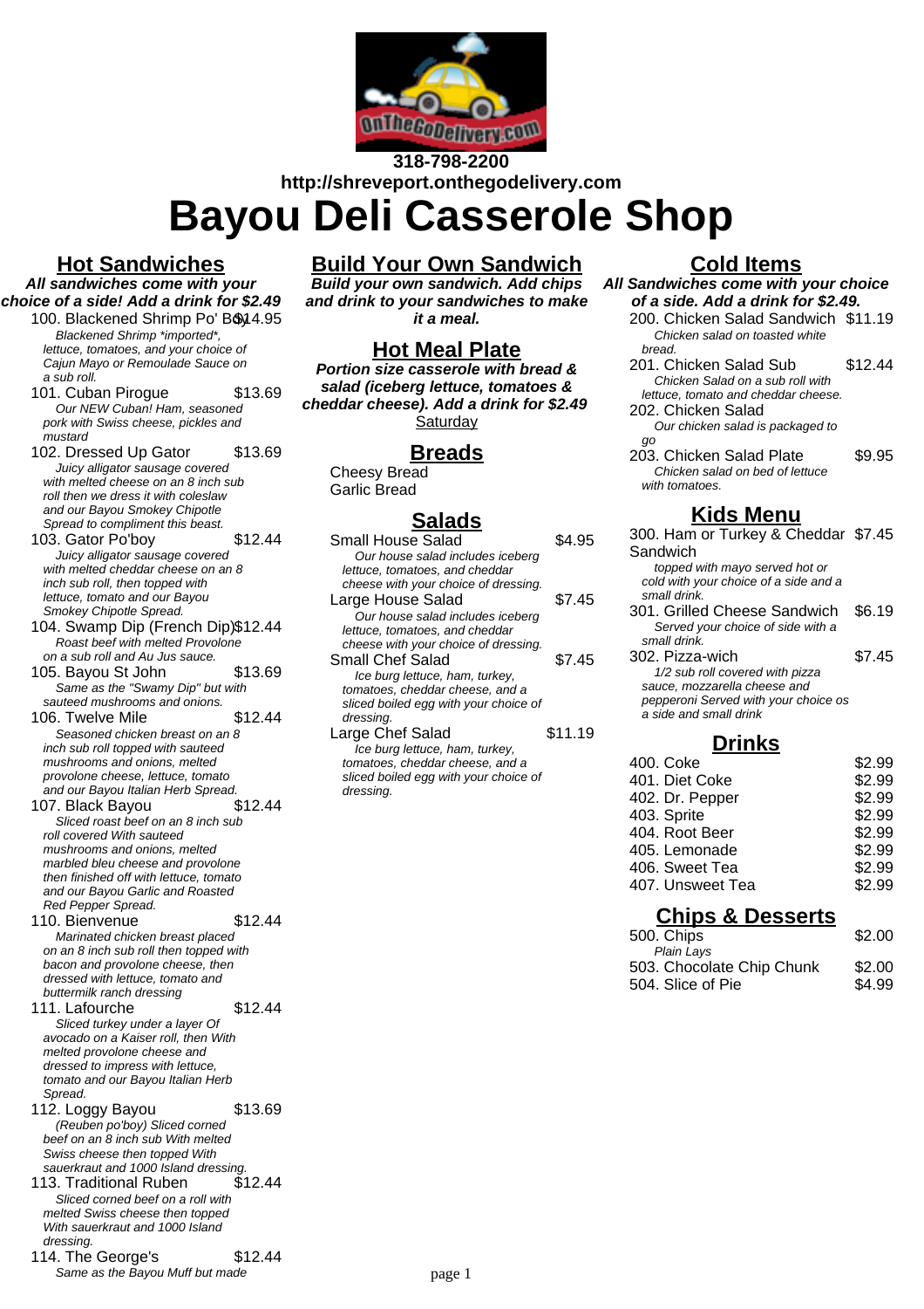318-798-2200
http://shreveport.onthegodelivery.com

# Bayou Deli Casserole Shop

## Hot Sandwiches

***All sandwiches come with your choice of a side! Add a drink for $2.49***

100. Blackened Shrimp Po' Boy — $14.95
*Blackened Shrimp \*imported\*, lettuce, tomatoes, and your choice of Cajun Mayo or Remoulade Sauce on a sub roll.*

101. Cuban Pirogue — $13.69
*Our NEW Cuban! Ham, seasoned pork with Swiss cheese, pickles and mustard*

102. Dressed Up Gator — $13.69
*Juicy alligator sausage covered with melted cheese on an 8 inch sub roll then we dress it with coleslaw and our Bayou Smokey Chipotle Spread to compliment this beast.*

103. Gator Po'boy — $12.44
*Juicy alligator sausage covered with melted cheddar cheese on an 8 inch sub roll, then topped with lettuce, tomato and our Bayou Smokey Chipotle Spread.*

104. Swamp Dip (French Dip) — $12.44
*Roast beef with melted Provolone on a sub roll and Au Jus sauce.*

105. Bayou St John — $13.69
*Same as the "Swamy Dip" but with sauteed mushrooms and onions.*

106. Twelve Mile — $12.44
*Seasoned chicken breast on an 8 inch sub roll topped with sauteed mushrooms and onions, melted provolone cheese, lettuce, tomato and our Bayou Italian Herb Spread.*

107. Black Bayou — $12.44
*Sliced roast beef on an 8 inch sub roll covered With sauteed mushrooms and onions, melted marbled bleu cheese and provolone then finished off with lettuce, tomato and our Bayou Garlic and Roasted Red Pepper Spread.*

110. Bienvenue — $12.44
*Marinated chicken breast placed on an 8 inch sub roll then topped with bacon and provolone cheese, then dressed with lettuce, tomato and buttermilk ranch dressing*

111. Lafourche — $12.44
*Sliced turkey under a layer Of avocado on a Kaiser roll, then With melted provolone cheese and dressed to impress with lettuce, tomato and our Bayou Italian Herb Spread.*

112. Loggy Bayou — $13.69
*(Reuben po'boy) Sliced corned beef on an 8 inch sub With melted Swiss cheese then topped With sauerkraut and 1000 Island dressing.*

113. Traditional Ruben — $12.44
*Sliced corned beef on a roll with melted Swiss cheese then topped With sauerkraut and 1000 Island dressing.*

114. The George's — $12.44
*Same as the Bayou Muff but made*

## Build Your Own Sandwich

***Build your own sandwich. Add chips and drink to your sandwiches to make it a meal.***

## Hot Meal Plate

**Portion size casserole with bread & salad (iceberg lettuce, tomatoes & cheddar cheese). Add a drink for $2.49**

Saturday

## Breads

Cheesy Bread
Garlic Bread

## Salads

Small House Salad — $4.95
*Our house salad includes iceberg lettuce, tomatoes, and cheddar cheese with your choice of dressing.*

Large House Salad — $7.45
*Our house salad includes iceberg lettuce, tomatoes, and cheddar cheese with your choice of dressing.*

Small Chef Salad — $7.45
*Ice burg lettuce, ham, turkey, tomatoes, cheddar cheese, and a sliced boiled egg with your choice of dressing.*

Large Chef Salad — $11.19
*Ice burg lettuce, ham, turkey, tomatoes, cheddar cheese, and a sliced boiled egg with your choice of dressing.*

## Cold Items

***All Sandwiches come with your choice of a side. Add a drink for $2.49.***

200. Chicken Salad Sandwich — $11.19
*Chicken salad on toasted white bread.*

201. Chicken Salad Sub — $12.44
*Chicken Salad on a sub roll with lettuce, tomato and cheddar cheese.*

202. Chicken Salad
*Our chicken salad is packaged to go*

203. Chicken Salad Plate — $9.95
*Chicken salad on bed of lettuce with tomatoes.*

## Kids Menu

300. Ham or Turkey & Cheddar Sandwich — $7.45
*topped with mayo served hot or cold with your choice of a side and a small drink.*

301. Grilled Cheese Sandwich — $6.19
*Served your choice of side with a small drink.*

302. Pizza-wich — $7.45
*1/2 sub roll covered with pizza sauce, mozzarella cheese and pepperoni Served with your choice os a side and small drink*

## Drinks

| Item | Price |
|---|---|
| 400. Coke | $2.99 |
| 401. Diet Coke | $2.99 |
| 402. Dr. Pepper | $2.99 |
| 403. Sprite | $2.99 |
| 404. Root Beer | $2.99 |
| 405. Lemonade | $2.99 |
| 406. Sweet Tea | $2.99 |
| 407. Unsweet Tea | $2.99 |

## Chips & Desserts

500. Chips — $2.00
*Plain Lays*

503. Chocolate Chip Chunk — $2.00

504. Slice of Pie — $4.99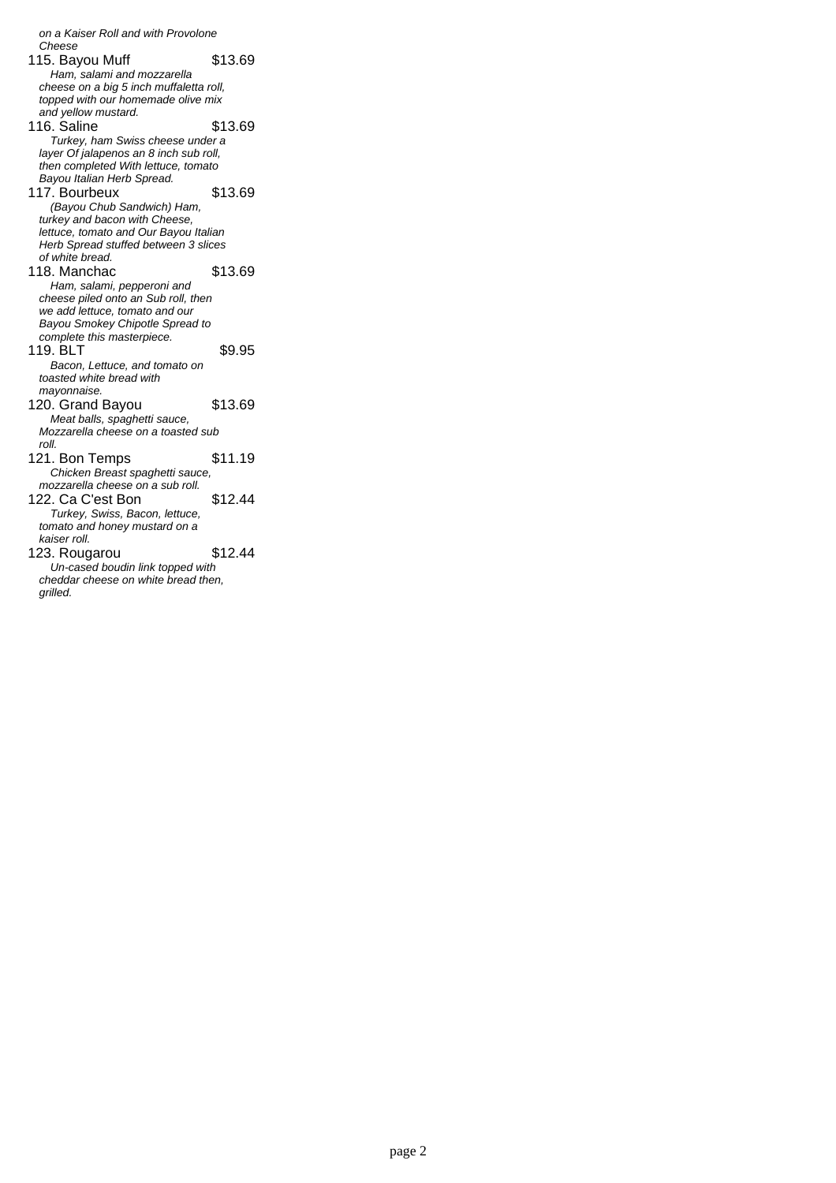*on a Kaiser Roll and with Provolone Cheese*

115. Bayou Muff $13.69

*Ham, salami and mozzarella cheese on a big 5 inch muffaletta roll, topped with our homemade olive mix and yellow mustard.*

116. Saline $13.69

*Turkey, ham Swiss cheese under a layer Of jalapenos an 8 inch sub roll, then completed With lettuce, tomato Bayou Italian Herb Spread.*

117. Bourbeux $13.69

*(Bayou Chub Sandwich) Ham, turkey and bacon with Cheese, lettuce, tomato and Our Bayou Italian Herb Spread stuffed between 3 slices of white bread.*

118. Manchac $13.69

*Ham, salami, pepperoni and cheese piled onto an Sub roll, then we add lettuce, tomato and our Bayou Smokey Chipotle Spread to complete this masterpiece.*

119. BLT $9.95

*Bacon, Lettuce, and tomato on toasted white bread with mayonnaise.*

120. Grand Bayou $13.69

*Meat balls, spaghetti sauce, Mozzarella cheese on a toasted sub roll.*

121. Bon Temps $11.19

*Chicken Breast spaghetti sauce, mozzarella cheese on a sub roll.*

122. Ca C'est Bon $12.44

*Turkey, Swiss, Bacon, lettuce, tomato and honey mustard on a kaiser roll.*

123. Rougarou $12.44

*Un-cased boudin link topped with cheddar cheese on white bread then, grilled.*